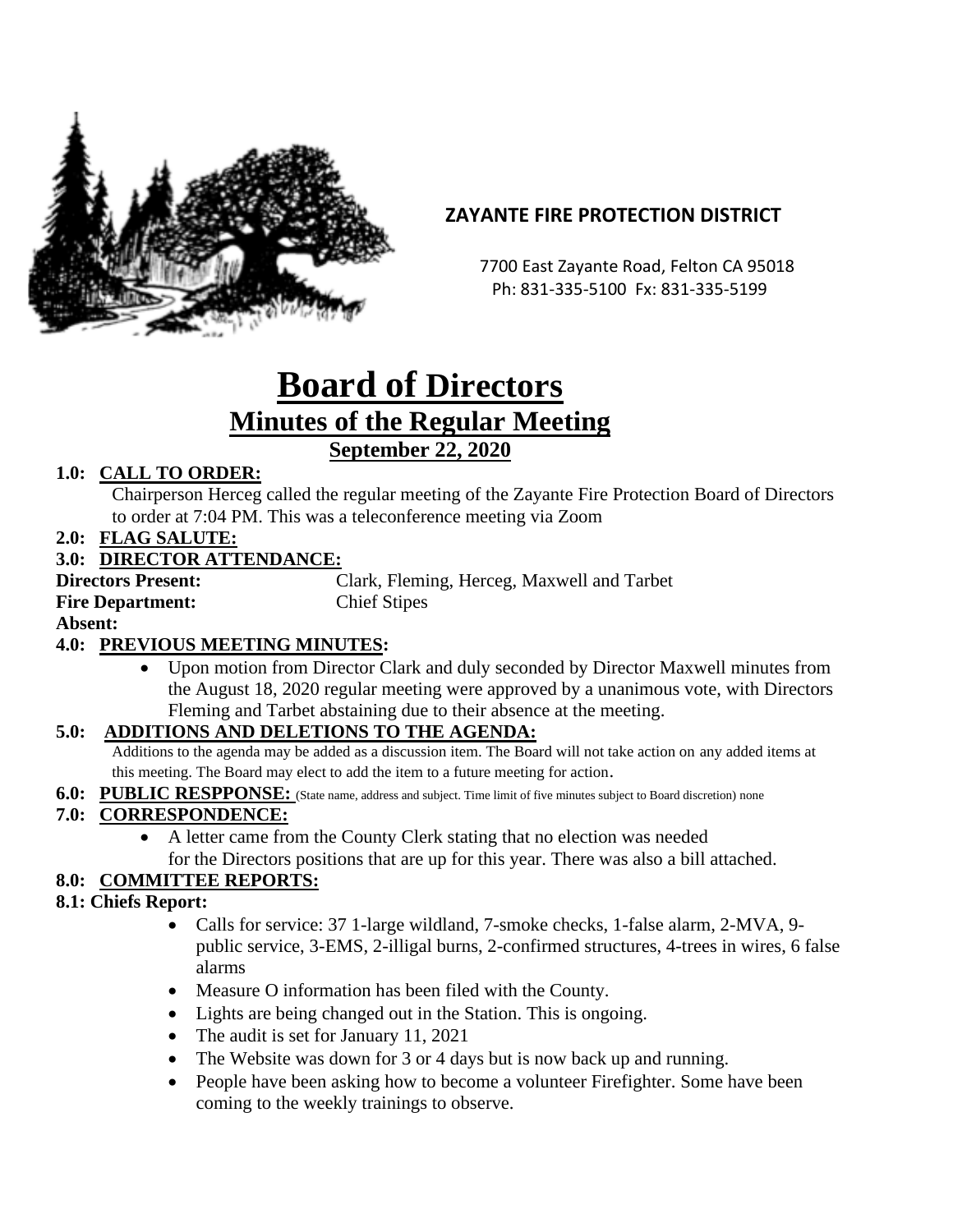**ZAYANTE FIRE PROTECTION DISTRICT**

7700 East Zayante Road, Felton CA 95018
Ph: 831-335-5100 Fx: 831-335-5199

# Board of Directors
## Minutes of the Regular Meeting
### September 22, 2020

**1.0: CALL TO ORDER:**

Chairperson Herceg called the regular meeting of the Zayante Fire Protection Board of Directors to order at 7:04 PM. This was a teleconference meeting via Zoom

**2.0: FLAG SALUTE:**

**3.0: DIRECTOR ATTENDANCE:**

**Directors Present:** Clark, Fleming, Herceg, Maxwell and Tarbet
**Fire Department:** Chief Stipes
**Absent:**

**4.0: PREVIOUS MEETING MINUTES:**

- Upon motion from Director Clark and duly seconded by Director Maxwell minutes from the August 18, 2020 regular meeting were approved by a unanimous vote, with Directors Fleming and Tarbet abstaining due to their absence at the meeting.

**5.0: ADDITIONS AND DELETIONS TO THE AGENDA:**

Additions to the agenda may be added as a discussion item. The Board will not take action on any added items at this meeting. The Board may elect to add the item to a future meeting for action.

**6.0: PUBLIC RESPPONSE:** (State name, address and subject. Time limit of five minutes subject to Board discretion) none

**7.0: CORRESPONDENCE:**

- A letter came from the County Clerk stating that no election was needed for the Directors positions that are up for this year. There was also a bill attached.

**8.0: COMMITTEE REPORTS:**

**8.1: Chiefs Report:**

- Calls for service: 37 1-large wildland, 7-smoke checks, 1-false alarm, 2-MVA, 9-public service, 3-EMS, 2-illigal burns, 2-confirmed structures, 4-trees in wires, 6 false alarms
- Measure O information has been filed with the County.
- Lights are being changed out in the Station. This is ongoing.
- The audit is set for January 11, 2021
- The Website was down for 3 or 4 days but is now back up and running.
- People have been asking how to become a volunteer Firefighter. Some have been coming to the weekly trainings to observe.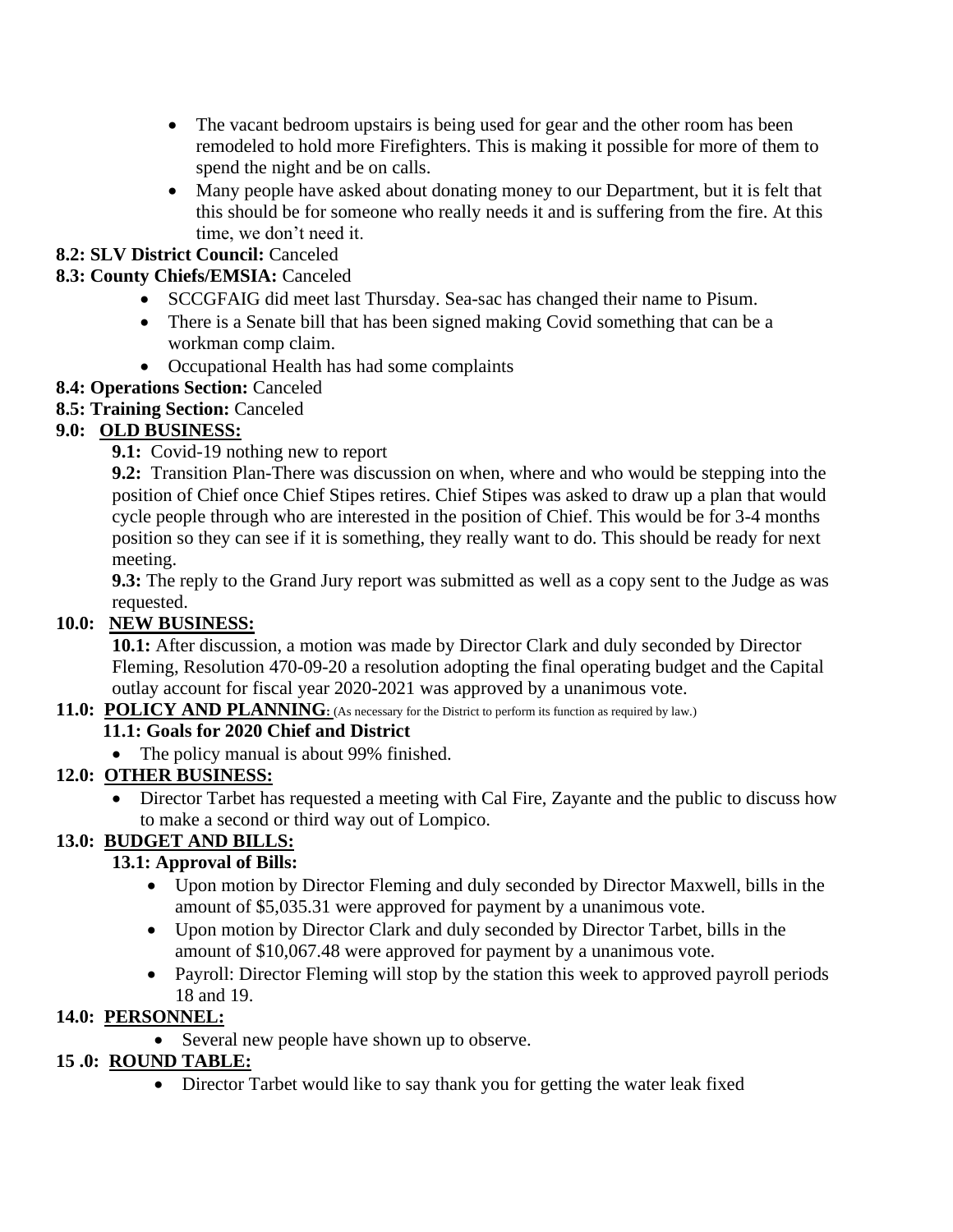- The vacant bedroom upstairs is being used for gear and the other room has been remodeled to hold more Firefighters. This is making it possible for more of them to spend the night and be on calls.
- Many people have asked about donating money to our Department, but it is felt that this should be for someone who really needs it and is suffering from the fire. At this time, we don't need it.

**8.2: SLV District Council:** Canceled

**8.3: County Chiefs/EMSIA:** Canceled

- SCCGFAIG did meet last Thursday. Sea-sac has changed their name to Pisum.
- There is a Senate bill that has been signed making Covid something that can be a workman comp claim.
- Occupational Health has had some complaints

**8.4: Operations Section:** Canceled

**8.5: Training Section:** Canceled

**9.0: <u>OLD BUSINESS:</u>**

**9.1:** Covid-19 nothing new to report

**9.2:** Transition Plan-There was discussion on when, where and who would be stepping into the position of Chief once Chief Stipes retires. Chief Stipes was asked to draw up a plan that would cycle people through who are interested in the position of Chief. This would be for 3-4 months position so they can see if it is something, they really want to do. This should be ready for next meeting.

**9.3:** The reply to the Grand Jury report was submitted as well as a copy sent to the Judge as was requested.

**10.0: <u>NEW BUSINESS:</u>**

**10.1:** After discussion, a motion was made by Director Clark and duly seconded by Director Fleming, Resolution 470-09-20 a resolution adopting the final operating budget and the Capital outlay account for fiscal year 2020-2021 was approved by a unanimous vote.

**11.0: <u>POLICY AND PLANNING</u>**: (As necessary for the District to perform its function as required by law.)

**11.1: Goals for 2020 Chief and District**

- The policy manual is about 99% finished.

**12.0: <u>OTHER BUSINESS:</u>**

- Director Tarbet has requested a meeting with Cal Fire, Zayante and the public to discuss how to make a second or third way out of Lompico.

**13.0: <u>BUDGET AND BILLS:</u>**

**13.1: Approval of Bills:**

- Upon motion by Director Fleming and duly seconded by Director Maxwell, bills in the amount of $5,035.31 were approved for payment by a unanimous vote.
- Upon motion by Director Clark and duly seconded by Director Tarbet, bills in the amount of $10,067.48 were approved for payment by a unanimous vote.
- Payroll: Director Fleming will stop by the station this week to approved payroll periods 18 and 19.

**14.0: <u>PERSONNEL:</u>**

- Several new people have shown up to observe.

**15 .0: <u>ROUND TABLE:</u>**

- Director Tarbet would like to say thank you for getting the water leak fixed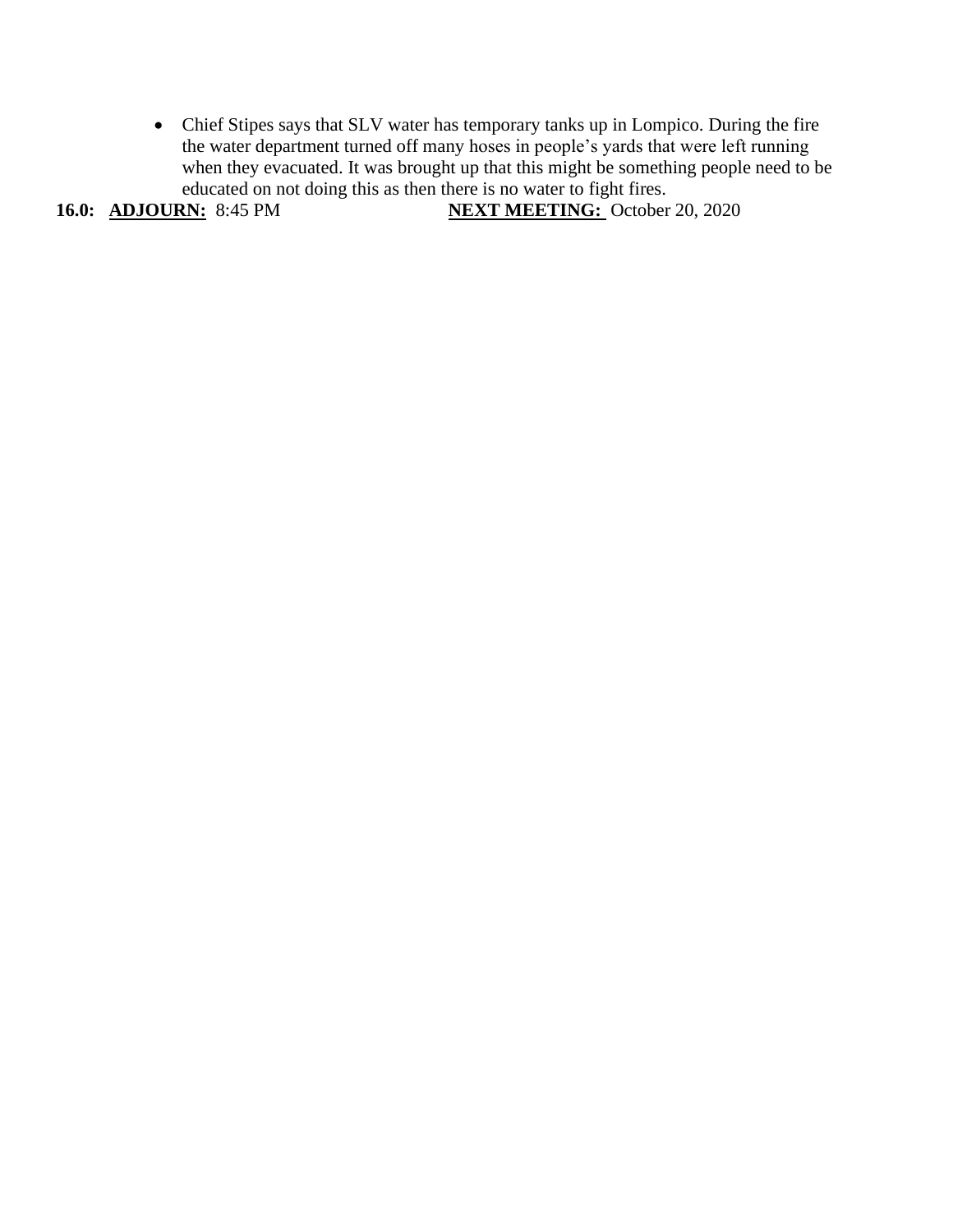- Chief Stipes says that SLV water has temporary tanks up in Lompico. During the fire the water department turned off many hoses in people's yards that were left running when they evacuated. It was brought up that this might be something people need to be educated on not doing this as then there is no water to fight fires.

**16.0: ADJOURN:** 8:45 PM **NEXT MEETING:** October 20, 2020